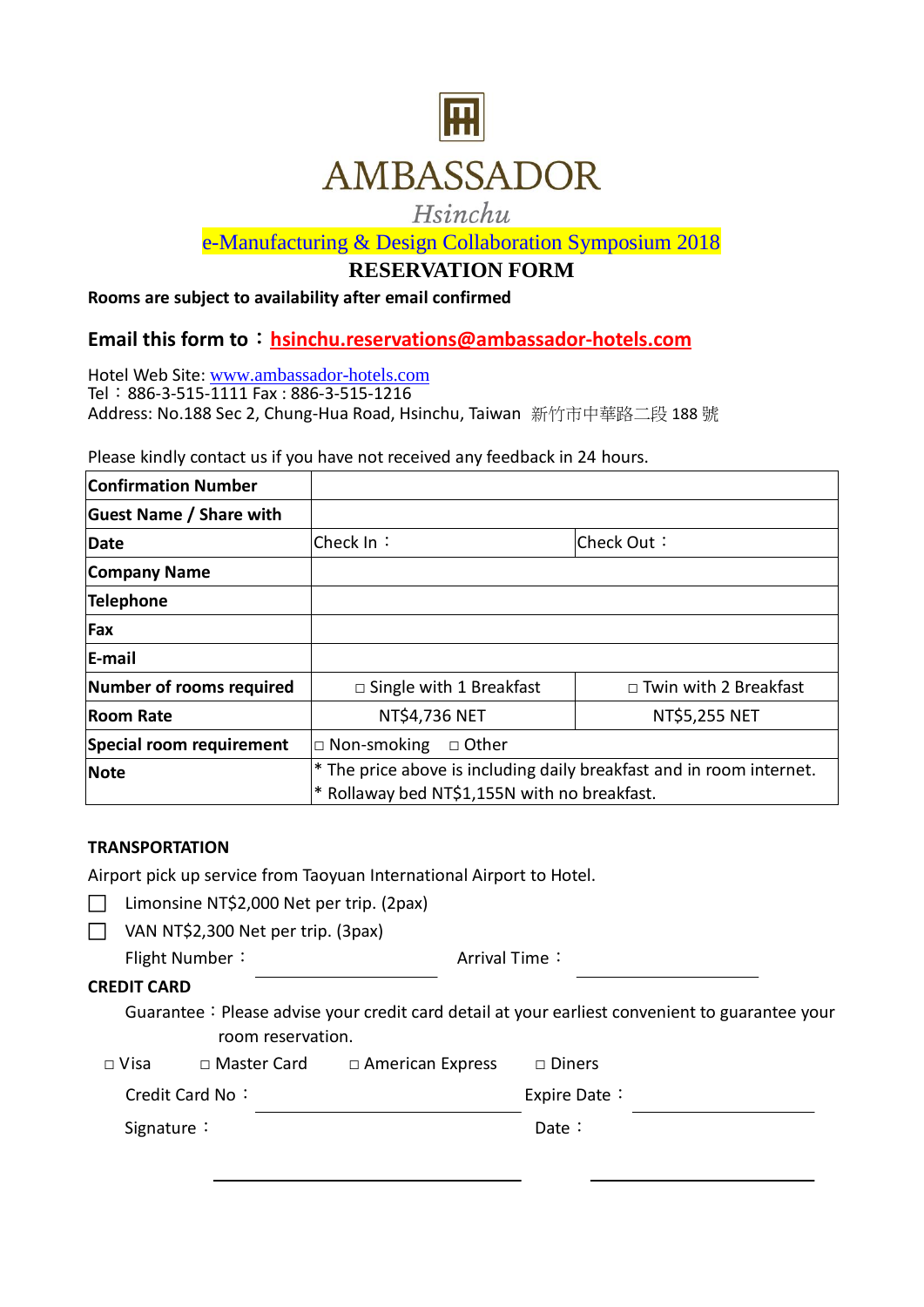# AMBASSADOR

*Hsinchu*

## e-Manufacturing & Design Collaboration Symposium 2018

## RESERVATION FORM

**Rooms are subject to availability after email confirmed**

**Email this form to：hsinchu.reservations@ambassador-hotels.com**

Hotel Web Site: www.ambassador-hotels.com
Tel：886-3-515-1111 Fax : 886-3-515-1216
Address: No.188 Sec 2, Chung-Hua Road, Hsinchu, Taiwan 新竹市中華路二段 188 號

Please kindly contact us if you have not received any feedback in 24 hours.

| | | |
|---|---|---|
| **Confirmation Number** | | |
| **Guest Name / Share with** | | |
| **Date** | Check In： | Check Out： |
| **Company Name** | | |
| **Telephone** | | |
| **Fax** | | |
| **E-mail** | | |
| **Number of rooms required** | □ Single with 1 Breakfast | □ Twin with 2 Breakfast |
| **Room Rate** | NT$4,736 NET | NT$5,255 NET |
| **Special room requirement** | □ Non-smoking □ Other | |
| **Note** | * The price above is including daily breakfast and in room internet.<br>* Rollaway bed NT$1,155N with no breakfast. | |

**TRANSPORTATION**

Airport pick up service from Taoyuan International Airport to Hotel.

☐ Limonsine NT$2,000 Net per trip. (2pax)

☐ VAN NT$2,300 Net per trip. (3pax)

Flight Number：\_\_\_\_\_\_\_\_\_\_\_\_\_\_\_\_ Arrival Time：\_\_\_\_\_\_\_\_\_\_\_\_\_\_\_\_

**CREDIT CARD**

Guarantee：Please advise your credit card detail at your earliest convenient to guarantee your room reservation.

□ Visa □ Master Card □ American Express □ Diners

Credit Card No：\_\_\_\_\_\_\_\_\_\_\_\_\_\_\_\_\_\_\_\_\_\_\_\_ Expire Date：\_\_\_\_\_\_\_\_\_\_\_\_\_\_\_\_

Signature：\_\_\_\_\_\_\_\_\_\_\_\_\_\_\_\_\_\_\_\_\_\_\_\_ Date：\_\_\_\_\_\_\_\_\_\_\_\_\_\_\_\_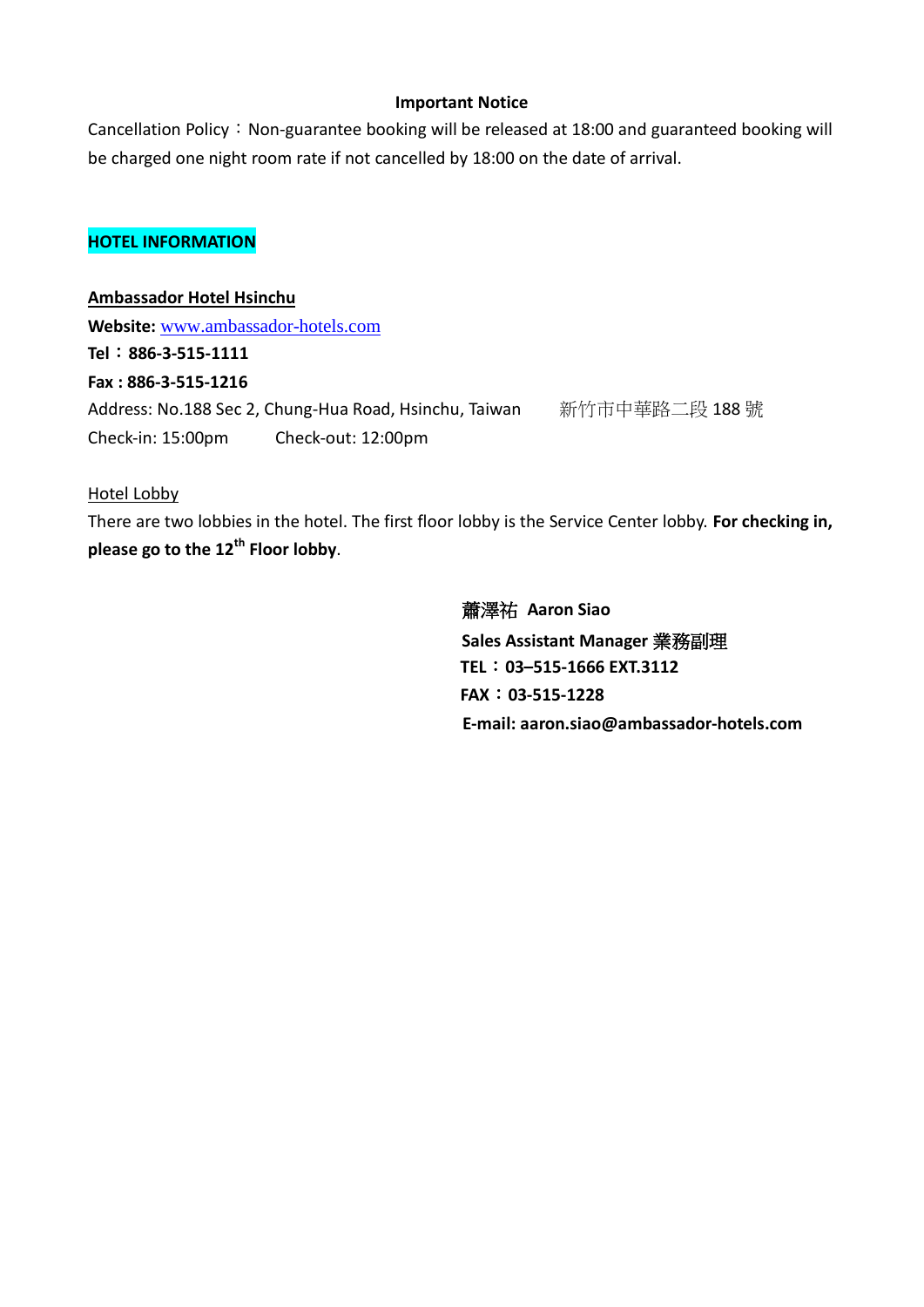**Important Notice**

Cancellation Policy：Non-guarantee booking will be released at 18:00 and guaranteed booking will be charged one night room rate if not cancelled by 18:00 on the date of arrival.

## HOTEL INFORMATION

**Ambassador Hotel Hsinchu**

**Website:** www.ambassador-hotels.com

**Tel：886-3-515-1111**

**Fax : 886-3-515-1216**

Address: No.188 Sec 2, Chung-Hua Road, Hsinchu, Taiwan 新竹市中華路二段 188 號

Check-in: 15:00pm Check-out: 12:00pm

Hotel Lobby

There are two lobbies in the hotel. The first floor lobby is the Service Center lobby. **For checking in, please go to the 12th Floor lobby**.

**蕭澤祐 Aaron Siao**

**Sales Assistant Manager 業務副理**

**TEL：03–515-1666 EXT.3112**

**FAX：03-515-1228**

**E-mail: aaron.siao@ambassador-hotels.com**